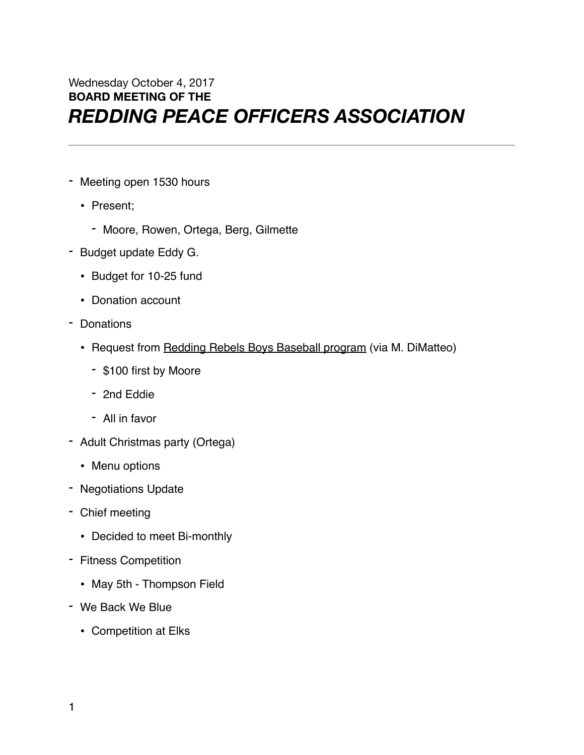Wednesday October 4, 2017

**BOARD MEETING OF THE**

# *REDDING PEACE OFFICERS ASSOCIATION*

---

- Meeting open 1530 hours
  - Present;
    - Moore, Rowen, Ortega, Berg, Gilmette
- Budget update Eddy G.
  - Budget for 10-25 fund
  - Donation account
- Donations
  - Request from Redding Rebels Boys Baseball program (via M. DiMatteo)
    - $100 first by Moore
    - 2nd Eddie
    - All in favor
- Adult Christmas party (Ortega)
  - Menu options
- Negotiations Update
- Chief meeting
  - Decided to meet Bi-monthly
- Fitness Competition
  - May 5th - Thompson Field
- We Back We Blue
  - Competition at Elks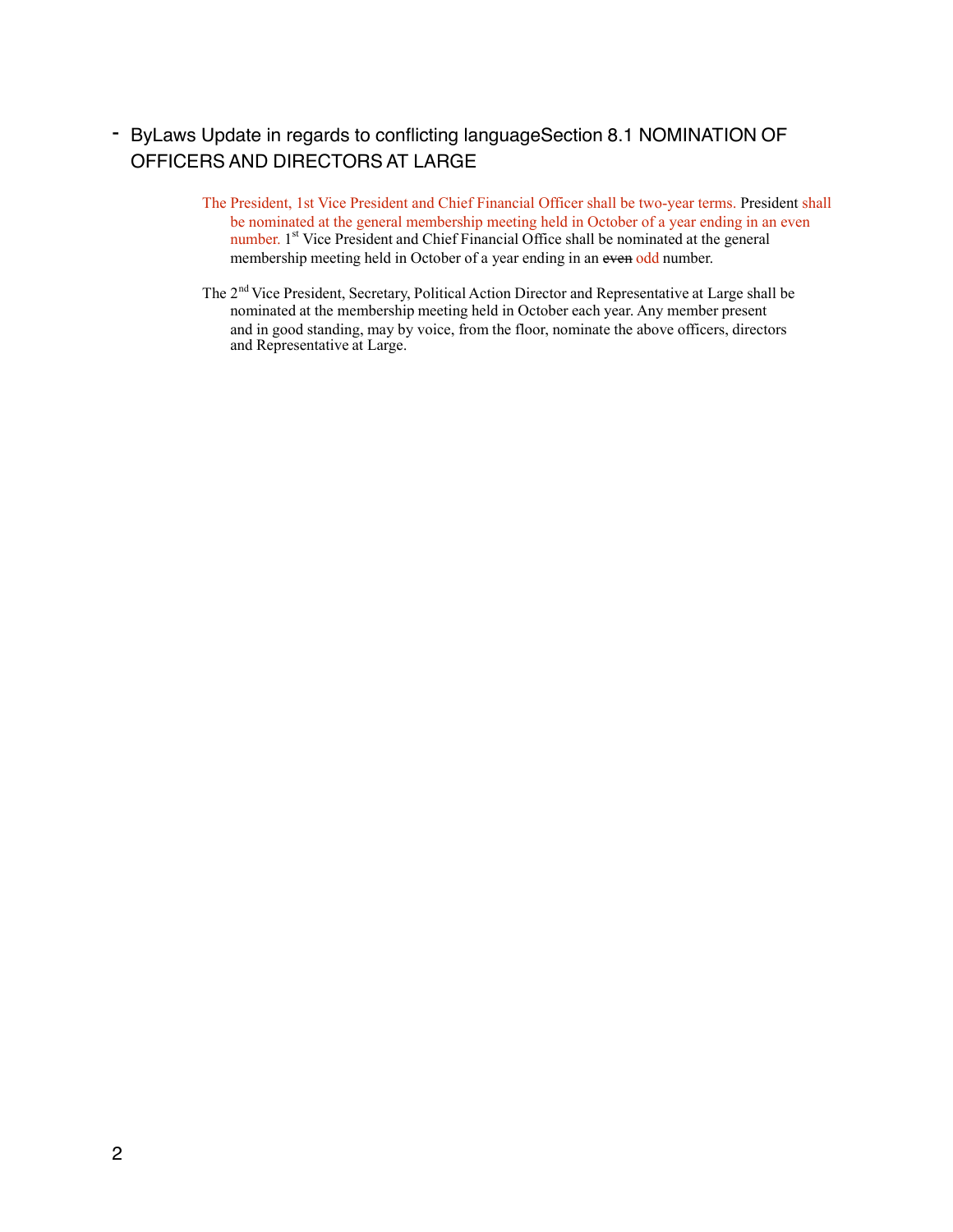- ByLaws Update in regards to conflicting languageSection 8.1 NOMINATION OF OFFICERS AND DIRECTORS AT LARGE

The President, 1st Vice President and Chief Financial Officer shall be two-year terms. President shall be nominated at the general membership meeting held in October of a year ending in an even number. 1st Vice President and Chief Financial Office shall be nominated at the general membership meeting held in October of a year ending in an ~~even~~ odd number.

The 2nd Vice President, Secretary, Political Action Director and Representative at Large shall be nominated at the membership meeting held in October each year. Any member present and in good standing, may by voice, from the floor, nominate the above officers, directors and Representative at Large.